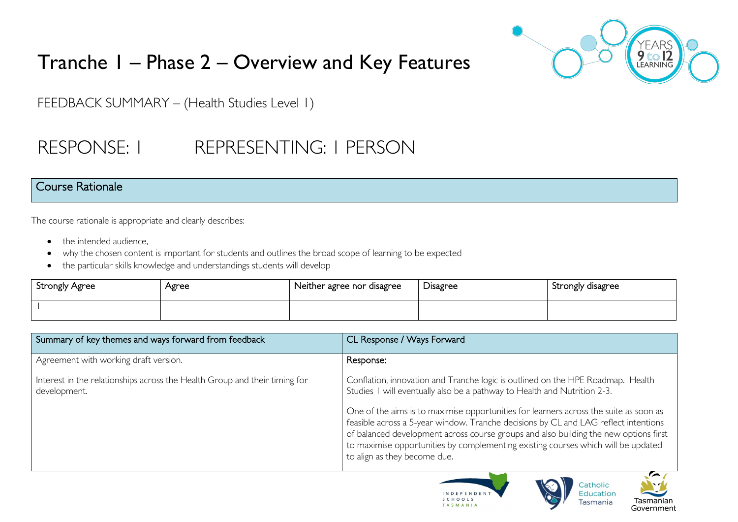# Tranche 1 – Phase 2 – Overview and Key Features

FEEDBACK SUMMARY – (Health Studies Level 1)

## RESPONSE: 1 REPRESENTING: 1 PERSON

## Course Rationale

The course rationale is appropriate and clearly describes:

- the intended audience,
- why the chosen content is important for students and outlines the broad scope of learning to be expected
- the particular skills knowledge and understandings students will develop

| Strongly Agree | Agree | Neither agree nor disagree | Disagree | Strongly disagree |
|---|---|---|---|---|
| 1 | | | | |

| Summary of key themes and ways forward from feedback | CL Response / Ways Forward |
|---|---|
| Agreement with working draft version.<br><br>Interest in the relationships across the Health Group and their timing for development. | Response:<br><br>Conflation, innovation and Tranche logic is outlined on the HPE Roadmap. Health Studies 1 will eventually also be a pathway to Health and Nutrition 2-3.<br><br>One of the aims is to maximise opportunities for learners across the suite as soon as feasible across a 5-year window. Tranche decisions by CL and LAG reflect intentions of balanced development across course groups and also building the new options first to maximise opportunities by complementing existing courses which will be updated to align as they become due. |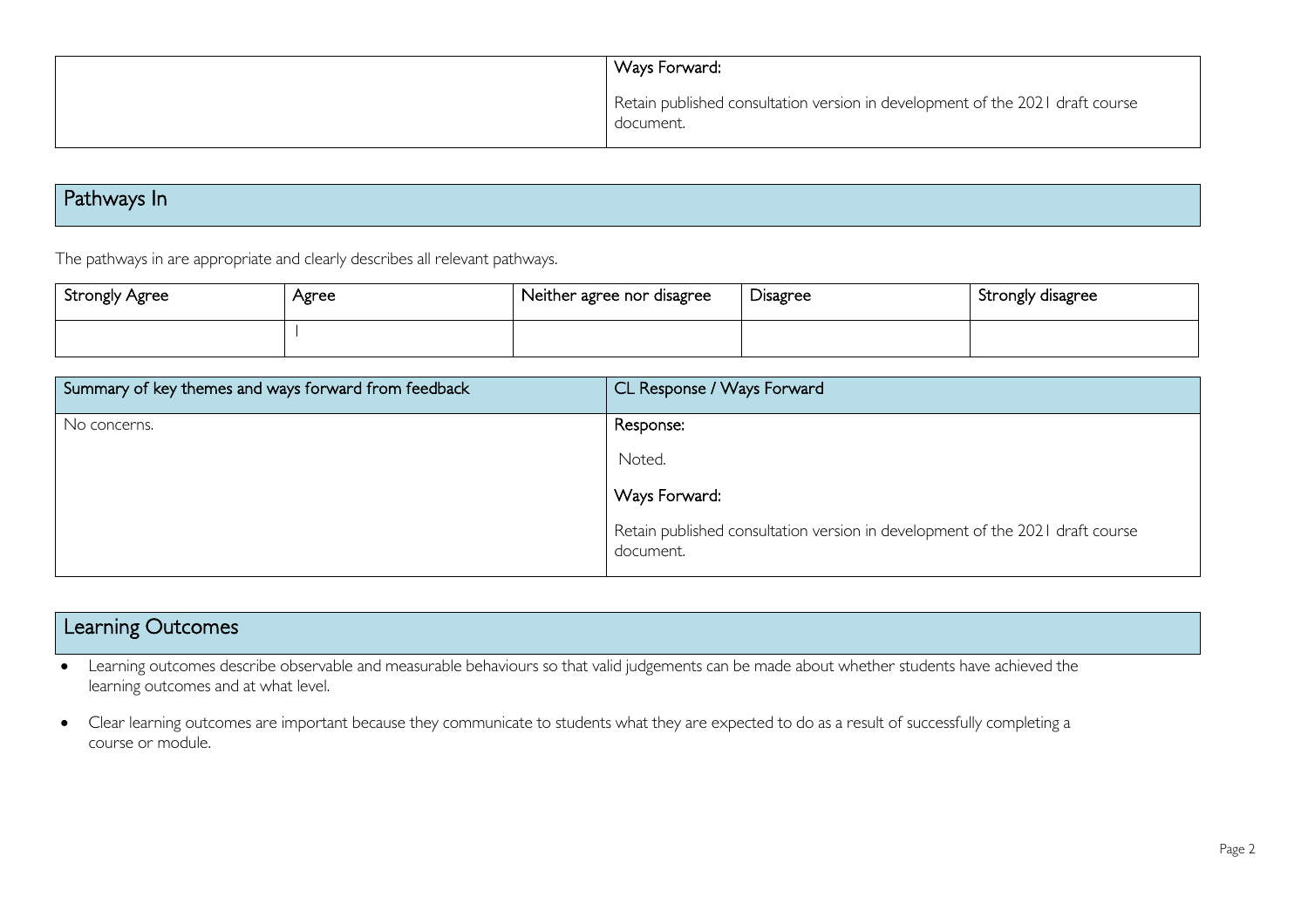| | Ways Forward:<br><br>Retain published consultation version in development of the 2021 draft course document. |
|---|---|

## Pathways In

The pathways in are appropriate and clearly describes all relevant pathways.

| Strongly Agree | Agree | Neither agree nor disagree | Disagree | Strongly disagree |
|---|---|---|---|---|
| | 1 | | | |

| Summary of key themes and ways forward from feedback | CL Response / Ways Forward |
|---|---|
| No concerns. | Response:<br><br>Noted.<br><br>Ways Forward:<br><br>Retain published consultation version in development of the 2021 draft course document. |

## Learning Outcomes

- Learning outcomes describe observable and measurable behaviours so that valid judgements can be made about whether students have achieved the learning outcomes and at what level.
- Clear learning outcomes are important because they communicate to students what they are expected to do as a result of successfully completing a course or module.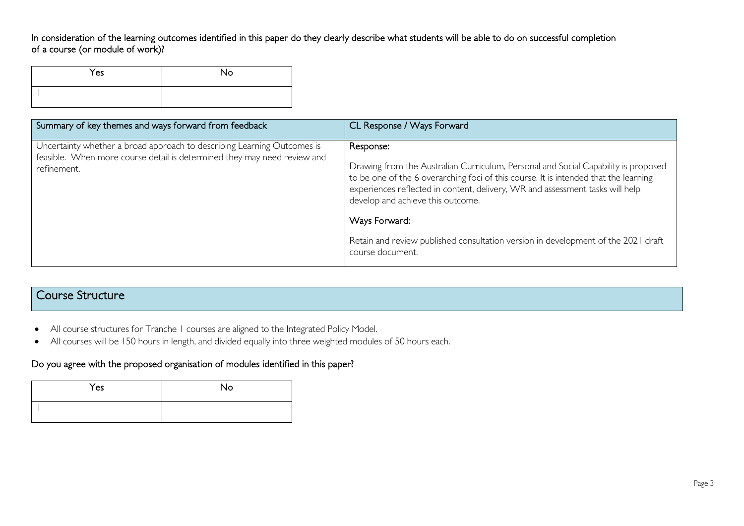In consideration of the learning outcomes identified in this paper do they clearly describe what students will be able to do on successful completion of a course (or module of work)?

| Yes | No |
|---|---|
| 1 | |

| Summary of key themes and ways forward from feedback | CL Response / Ways Forward |
|---|---|
| Uncertainty whether a broad approach to describing Learning Outcomes is feasible. When more course detail is determined they may need review and refinement. | Response:<br><br>Drawing from the Australian Curriculum, Personal and Social Capability is proposed to be one of the 6 overarching foci of this course. It is intended that the learning experiences reflected in content, delivery, WR and assessment tasks will help develop and achieve this outcome.<br><br>Ways Forward:<br><br>Retain and review published consultation version in development of the 2021 draft course document. |

## Course Structure

- All course structures for Tranche 1 courses are aligned to the Integrated Policy Model.
- All courses will be 150 hours in length, and divided equally into three weighted modules of 50 hours each.

### Do you agree with the proposed organisation of modules identified in this paper?

| Yes | No |
|---|---|
| 1 | |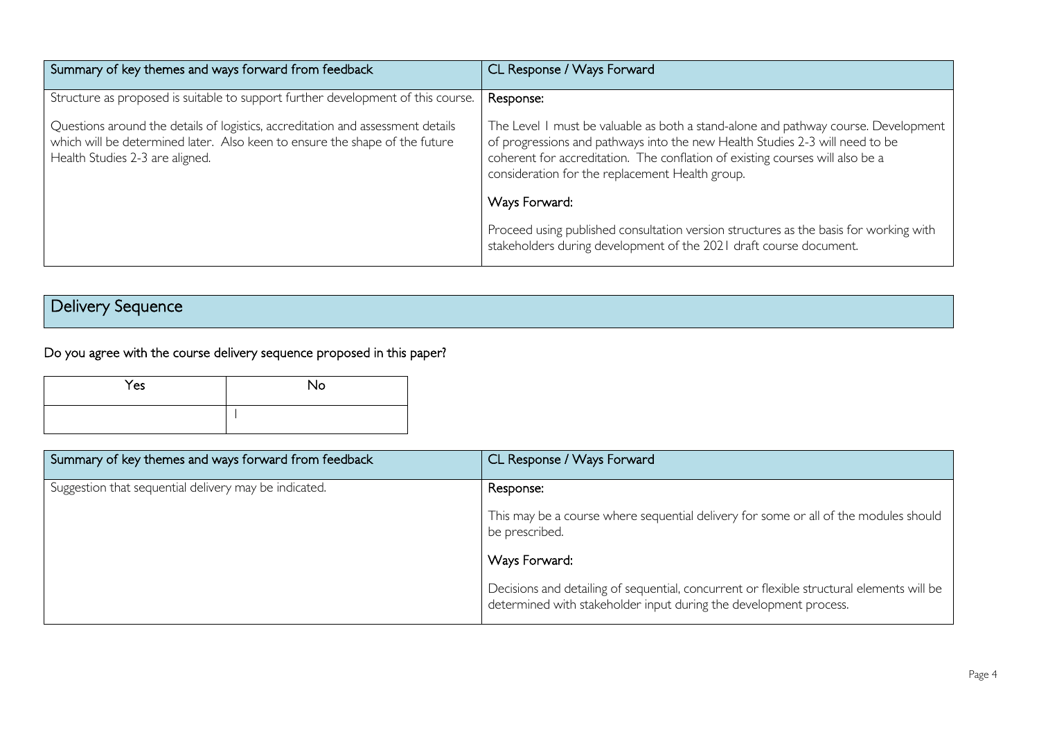| Summary of key themes and ways forward from feedback | CL Response / Ways Forward |
|---|---|
| Structure as proposed is suitable to support further development of this course.<br><br>Questions around the details of logistics, accreditation and assessment details which will be determined later. Also keen to ensure the shape of the future Health Studies 2-3 are aligned. | Response:<br><br>The Level 1 must be valuable as both a stand-alone and pathway course. Development of progressions and pathways into the new Health Studies 2-3 will need to be coherent for accreditation. The conflation of existing courses will also be a consideration for the replacement Health group.<br><br>Ways Forward:<br><br>Proceed using published consultation version structures as the basis for working with stakeholders during development of the 2021 draft course document. |

## Delivery Sequence

Do you agree with the course delivery sequence proposed in this paper?

| Yes | No |
|---|---|
| | 1 |

| Summary of key themes and ways forward from feedback | CL Response / Ways Forward |
|---|---|
| Suggestion that sequential delivery may be indicated. | Response:<br><br>This may be a course where sequential delivery for some or all of the modules should be prescribed.<br><br>Ways Forward:<br><br>Decisions and detailing of sequential, concurrent or flexible structural elements will be determined with stakeholder input during the development process. |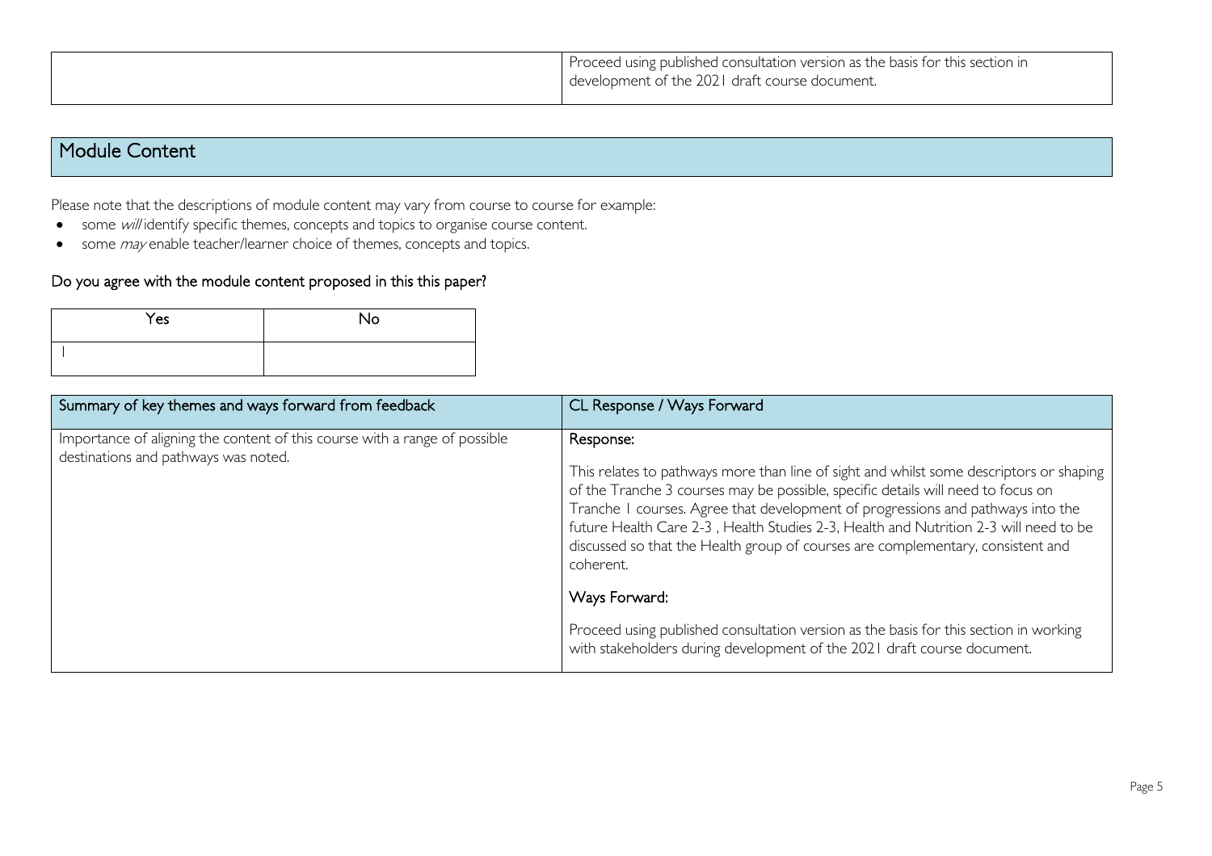| | |
|---|---|
| | Proceed using published consultation version as the basis for this section in development of the 2021 draft course document. |

## Module Content

Please note that the descriptions of module content may vary from course to course for example:

- some *will* identify specific themes, concepts and topics to organise course content.
- some *may* enable teacher/learner choice of themes, concepts and topics.

### Do you agree with the module content proposed in this this paper?

| Yes | No |
|---|---|
| 1 | |

| Summary of key themes and ways forward from feedback | CL Response / Ways Forward |
|---|---|
| Importance of aligning the content of this course with a range of possible destinations and pathways was noted. | **Response:**<br><br>This relates to pathways more than line of sight and whilst some descriptors or shaping of the Tranche 3 courses may be possible, specific details will need to focus on Tranche 1 courses. Agree that development of progressions and pathways into the future Health Care 2-3 , Health Studies 2-3, Health and Nutrition 2-3 will need to be discussed so that the Health group of courses are complementary, consistent and coherent.<br><br>**Ways Forward:**<br><br>Proceed using published consultation version as the basis for this section in working with stakeholders during development of the 2021 draft course document. |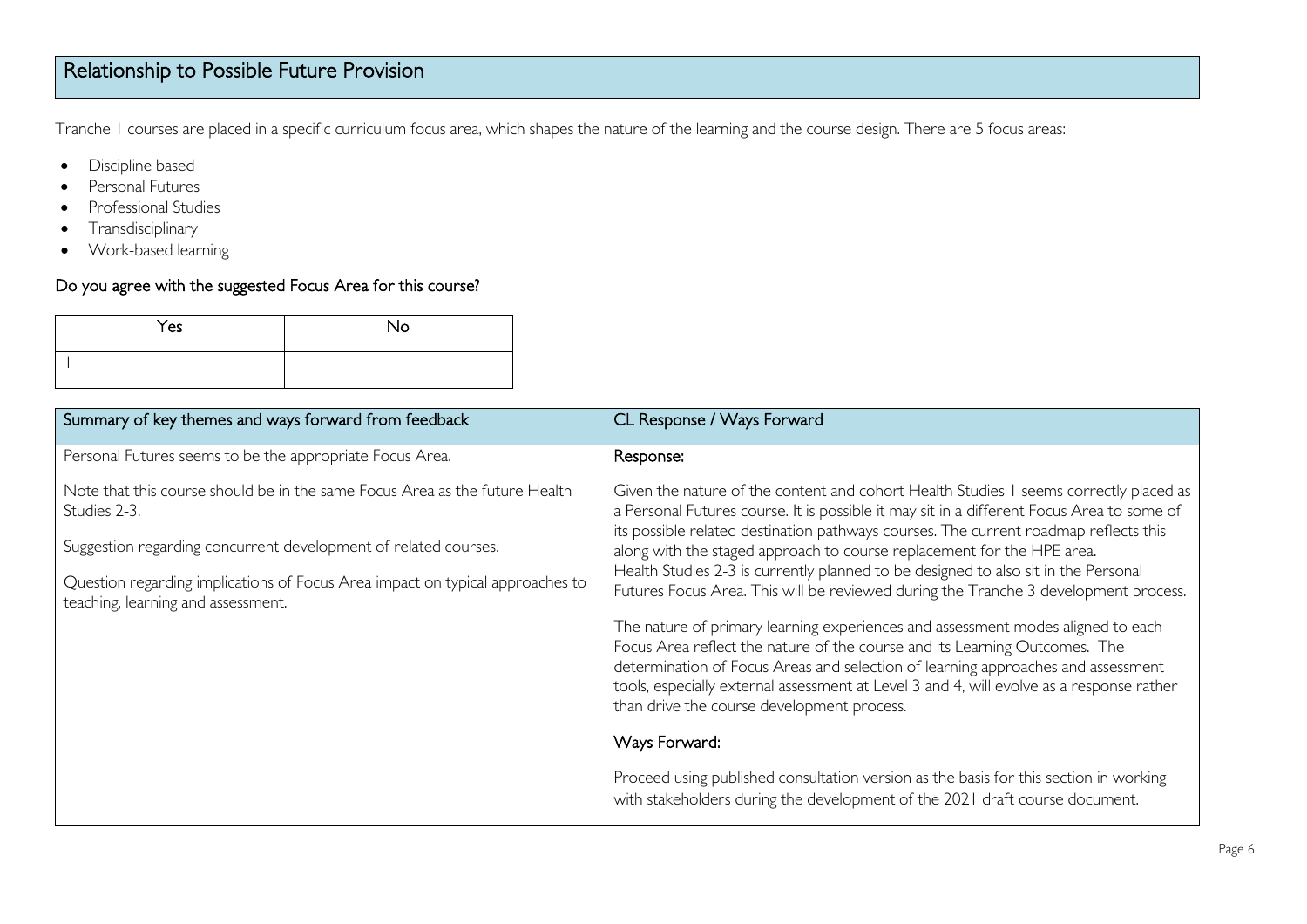## Relationship to Possible Future Provision

Tranche 1 courses are placed in a specific curriculum focus area, which shapes the nature of the learning and the course design. There are 5 focus areas:

- Discipline based
- Personal Futures
- Professional Studies
- Transdisciplinary
- Work-based learning

### Do you agree with the suggested Focus Area for this course?

| Yes | No |
|---|---|
| 1 | |

| Summary of key themes and ways forward from feedback | CL Response / Ways Forward |
|---|---|
| Personal Futures seems to be the appropriate Focus Area.<br><br>Note that this course should be in the same Focus Area as the future Health Studies 2-3.<br><br>Suggestion regarding concurrent development of related courses.<br><br>Question regarding implications of Focus Area impact on typical approaches to teaching, learning and assessment. | **Response:**<br><br>Given the nature of the content and cohort Health Studies 1 seems correctly placed as a Personal Futures course. It is possible it may sit in a different Focus Area to some of its possible related destination pathways courses. The current roadmap reflects this along with the staged approach to course replacement for the HPE area.<br>Health Studies 2-3 is currently planned to be designed to also sit in the Personal Futures Focus Area. This will be reviewed during the Tranche 3 development process.<br><br>The nature of primary learning experiences and assessment modes aligned to each Focus Area reflect the nature of the course and its Learning Outcomes. The determination of Focus Areas and selection of learning approaches and assessment tools, especially external assessment at Level 3 and 4, will evolve as a response rather than drive the course development process.<br><br>**Ways Forward:**<br><br>Proceed using published consultation version as the basis for this section in working with stakeholders during the development of the 2021 draft course document. |